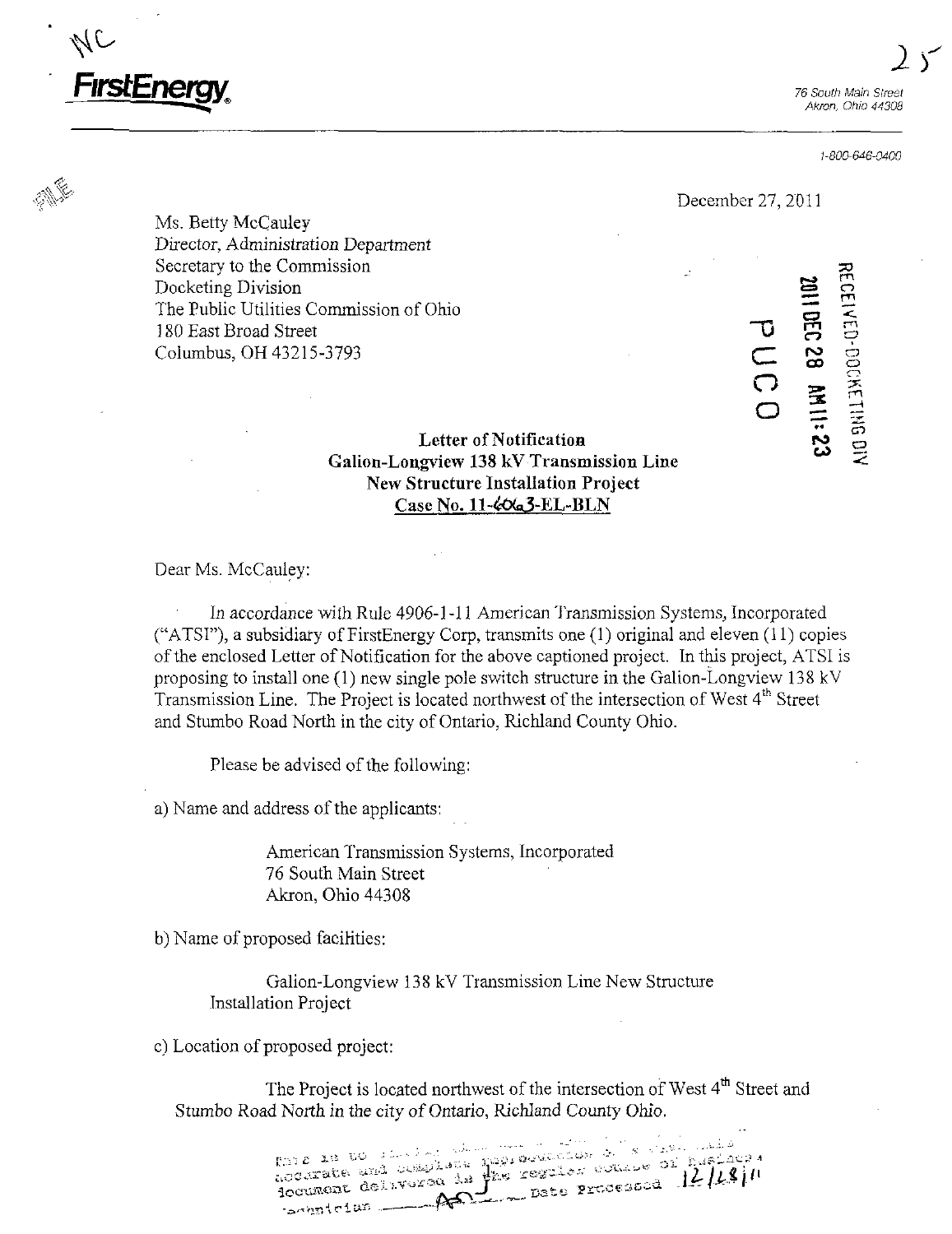NC

**FirstEnergy.**

76 South Main Street
Akron, Ohio 44308

1-800-646-0400

December 27, 2011

Ms. Betty McCauley
Director, Administration Department
Secretary to the Commission
Docketing Division
The Public Utilities Commission of Ohio
180 East Broad Street
Columbus, OH 43215-3793

RECEIVED-DOCKETING DIV
2011 DEC 28 AM 11:23
PUCO

**Letter of Notification**
**Galion-Longview 138 kV Transmission Line**
**New Structure Installation Project**
**Case No. 11-6063-EL-BLN**

Dear Ms. McCauley:

In accordance with Rule 4906-1-11 American Transmission Systems, Incorporated ("ATSI"), a subsidiary of FirstEnergy Corp, transmits one (1) original and eleven (11) copies of the enclosed Letter of Notification for the above captioned project. In this project, ATSI is proposing to install one (1) new single pole switch structure in the Galion-Longview 138 kV Transmission Line. The Project is located northwest of the intersection of West 4th Street and Stumbo Road North in the city of Ontario, Richland County Ohio.

Please be advised of the following:

a) Name and address of the applicants:

> American Transmission Systems, Incorporated
> 76 South Main Street
> Akron, Ohio 44308

b) Name of proposed facilities:

> Galion-Longview 138 kV Transmission Line New Structure Installation Project

c) Location of proposed project:

> The Project is located northwest of the intersection of West 4th Street and Stumbo Road North in the city of Ontario, Richland County Ohio.

This is to certify that the images appearing are an accurate and complete reproduction of a case file document delivered in the regular course of business. Technician AO Date Processed 12/28/11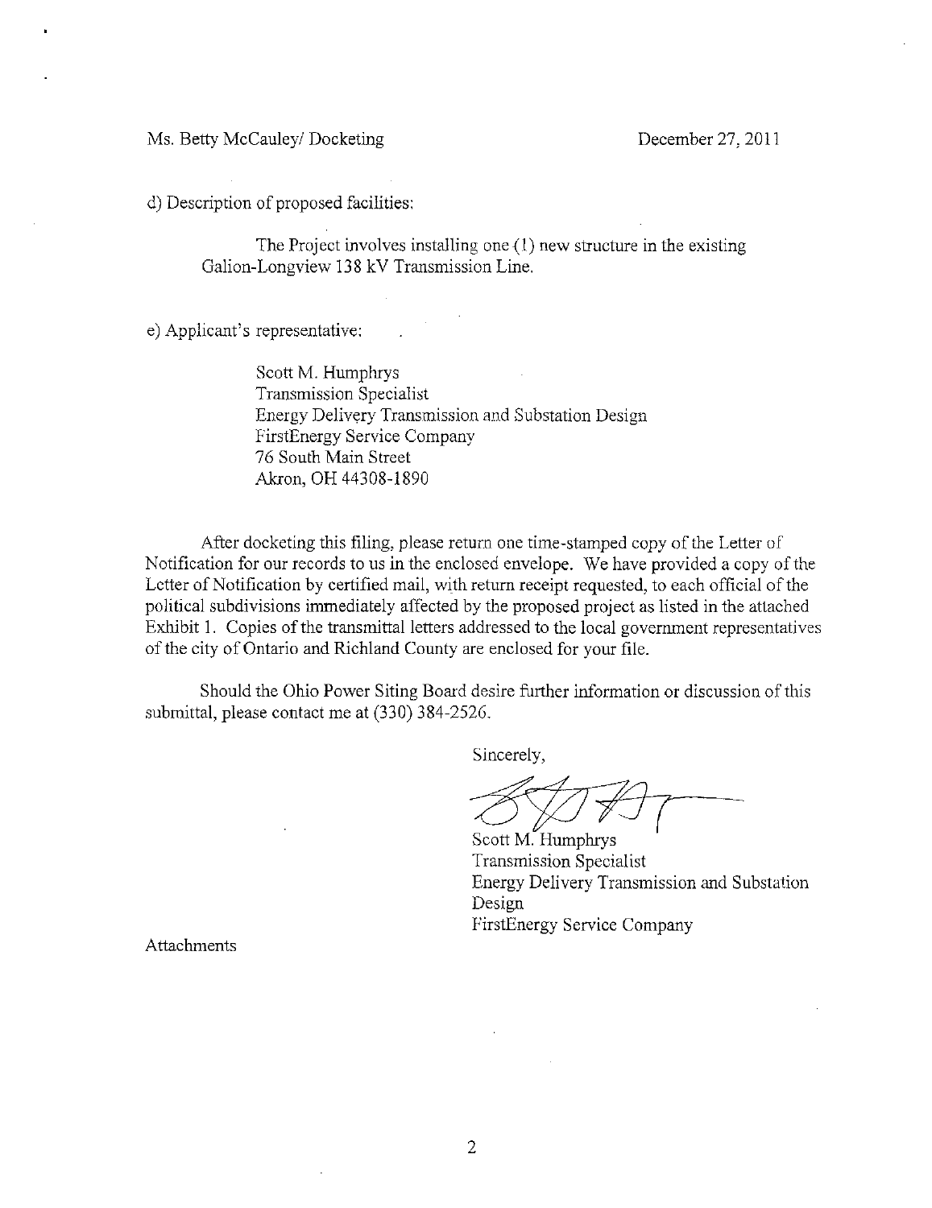Ms. Betty McCauley/ Docketing December 27, 2011

d) Description of proposed facilities:

The Project involves installing one (1) new structure in the existing Galion-Longview 138 kV Transmission Line.

e) Applicant's representative:

Scott M. Humphrys
Transmission Specialist
Energy Delivery Transmission and Substation Design
FirstEnergy Service Company
76 South Main Street
Akron, OH 44308-1890

After docketing this filing, please return one time-stamped copy of the Letter of Notification for our records to us in the enclosed envelope. We have provided a copy of the Letter of Notification by certified mail, with return receipt requested, to each official of the political subdivisions immediately affected by the proposed project as listed in the attached Exhibit 1. Copies of the transmittal letters addressed to the local government representatives of the city of Ontario and Richland County are enclosed for your file.

Should the Ohio Power Siting Board desire further information or discussion of this submittal, please contact me at (330) 384-2526.

Sincerely,

Scott M. Humphrys
Transmission Specialist
Energy Delivery Transmission and Substation Design
FirstEnergy Service Company

Attachments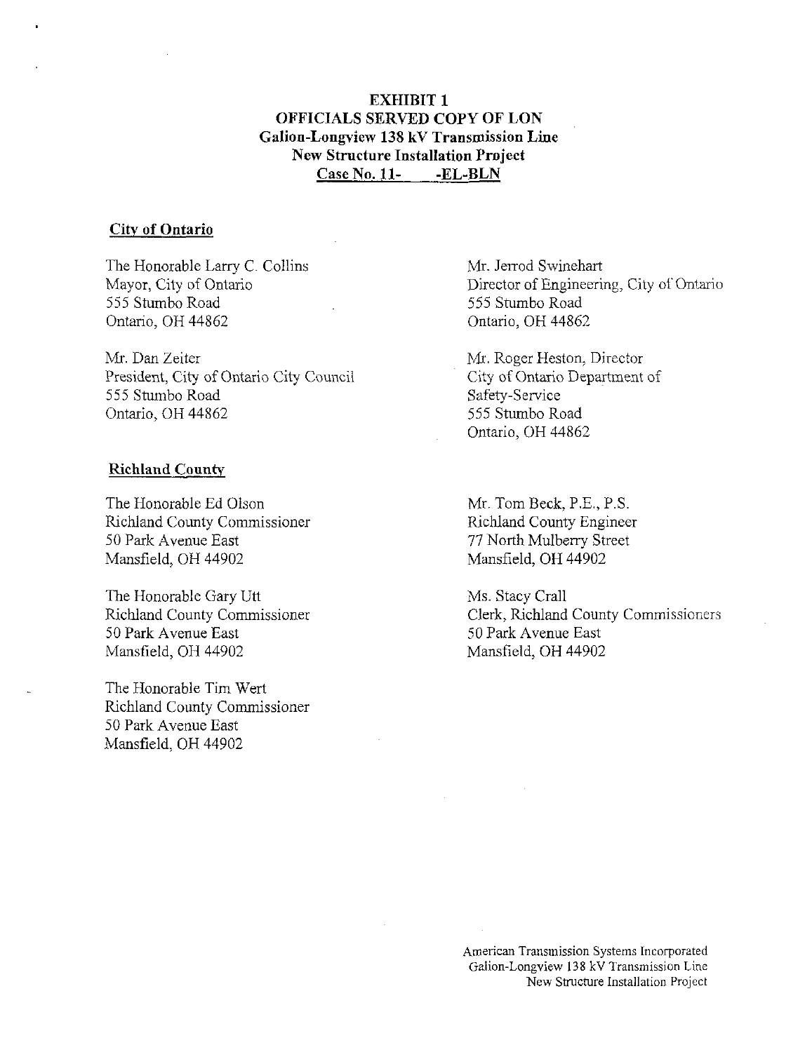# EXHIBIT 1
## OFFICIALS SERVED COPY OF LON
## Galion-Longview 138 kV Transmission Line
## New Structure Installation Project
## Case No. 11- -EL-BLN

**City of Ontario**

The Honorable Larry C. Collins
Mayor, City of Ontario
555 Stumbo Road
Ontario, OH 44862

Mr. Dan Zeiter
President, City of Ontario City Council
555 Stumbo Road
Ontario, OH 44862

Mr. Jerrod Swinehart
Director of Engineering, City of Ontario
555 Stumbo Road
Ontario, OH 44862

Mr. Roger Heston, Director
City of Ontario Department of
Safety-Service
555 Stumbo Road
Ontario, OH 44862

**Richland County**

The Honorable Ed Olson
Richland County Commissioner
50 Park Avenue East
Mansfield, OH 44902

The Honorable Gary Utt
Richland County Commissioner
50 Park Avenue East
Mansfield, OH 44902

The Honorable Tim Wert
Richland County Commissioner
50 Park Avenue East
Mansfield, OH 44902

Mr. Tom Beck, P.E., P.S.
Richland County Engineer
77 North Mulberry Street
Mansfield, OH 44902

Ms. Stacy Crall
Clerk, Richland County Commissioners
50 Park Avenue East
Mansfield, OH 44902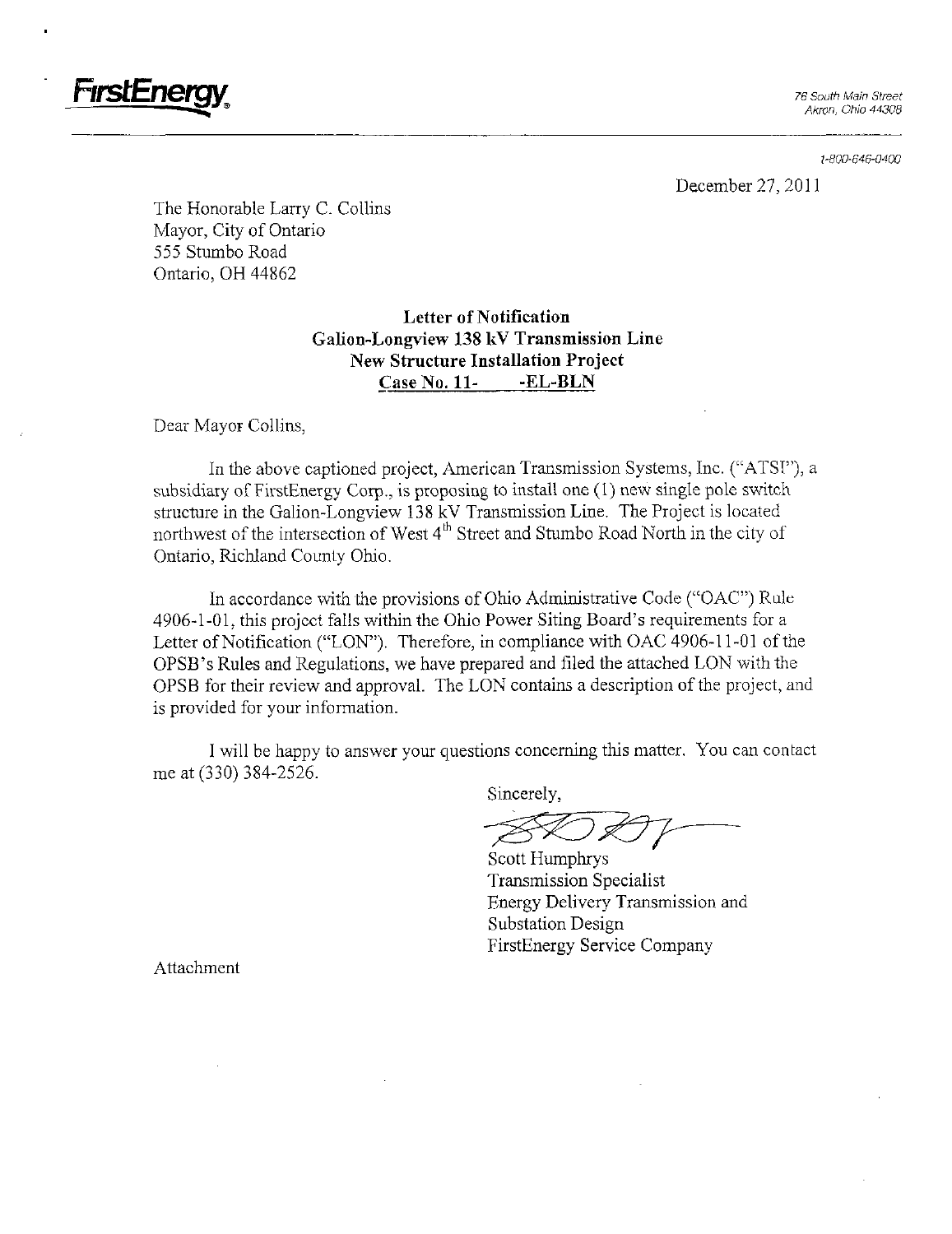**FirstEnergy**

76 South Main Street
Akron, Ohio 44308

1-800-646-0400

December 27, 2011

The Honorable Larry C. Collins
Mayor, City of Ontario
555 Stumbo Road
Ontario, OH 44862

**Letter of Notification**
**Galion-Longview 138 kV Transmission Line**
**New Structure Installation Project**
**Case No. 11- -EL-BLN**

Dear Mayor Collins,

In the above captioned project, American Transmission Systems, Inc. ("ATSI"), a subsidiary of FirstEnergy Corp., is proposing to install one (1) new single pole switch structure in the Galion-Longview 138 kV Transmission Line. The Project is located northwest of the intersection of West 4th Street and Stumbo Road North in the city of Ontario, Richland County Ohio.

In accordance with the provisions of Ohio Administrative Code ("OAC") Rule 4906-1-01, this project falls within the Ohio Power Siting Board's requirements for a Letter of Notification ("LON"). Therefore, in compliance with OAC 4906-11-01 of the OPSB's Rules and Regulations, we have prepared and filed the attached LON with the OPSB for their review and approval. The LON contains a description of the project, and is provided for your information.

I will be happy to answer your questions concerning this matter. You can contact me at (330) 384-2526.

Sincerely,

Scott Humphrys
Transmission Specialist
Energy Delivery Transmission and Substation Design
FirstEnergy Service Company

Attachment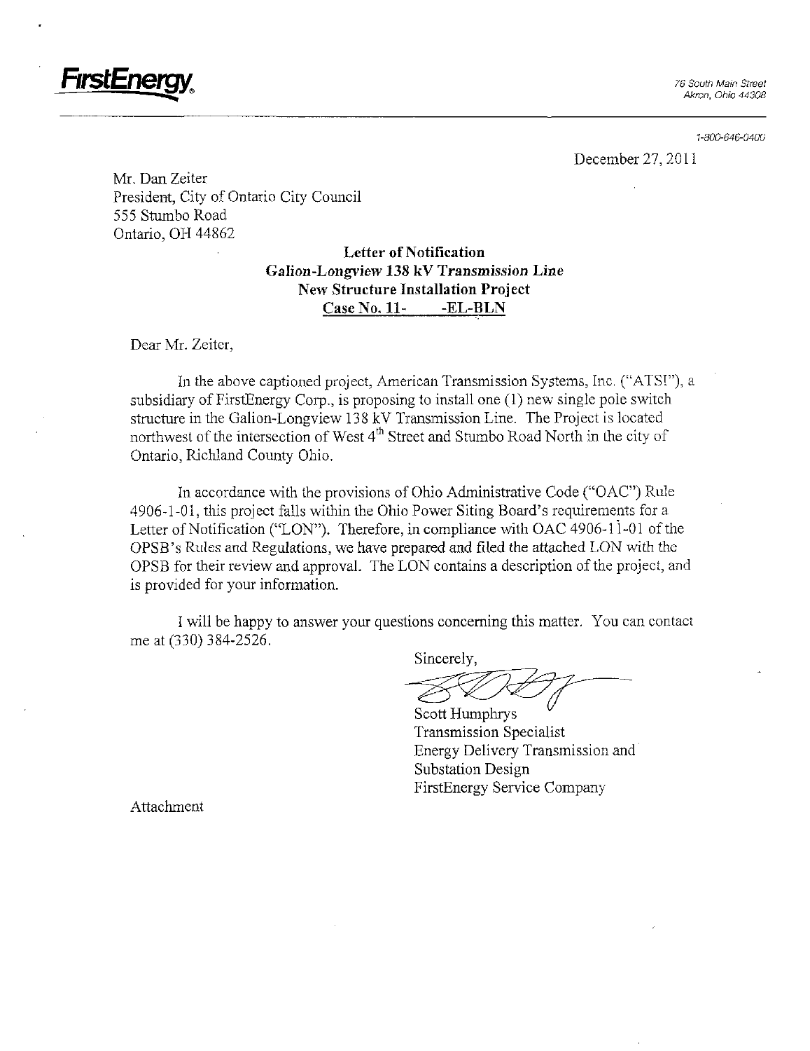**FirstEnergy**

76 South Main Street
Akron, Ohio 44308

1-800-646-0400

December 27, 2011

Mr. Dan Zeiter
President, City of Ontario City Council
555 Stumbo Road
Ontario, OH 44862

**Letter of Notification**
***Galion-Longview 138 kV Transmission Line***
**New Structure Installation Project**
**<u>Case No. 11-&nbsp;&nbsp;&nbsp;&nbsp;&nbsp;&nbsp;&nbsp;-EL-BLN</u>**

Dear Mr. Zeiter,

In the above captioned project, American Transmission Systems, Inc. ("ATSI"), a subsidiary of FirstEnergy Corp., is proposing to install one (1) new single pole switch structure in the Galion-Longview 138 kV Transmission Line. The Project is located northwest of the intersection of West 4th Street and Stumbo Road North in the city of Ontario, Richland County Ohio.

In accordance with the provisions of Ohio Administrative Code ("OAC") Rule 4906-1-01, this project falls within the Ohio Power Siting Board's requirements for a Letter of Notification ("LON"). Therefore, in compliance with OAC 4906-11-01 of the OPSB's Rules and Regulations, we have prepared and filed the attached LON with the OPSB for their review and approval. The LON contains a description of the project, and is provided for your information.

I will be happy to answer your questions concerning this matter. You can contact me at (330) 384-2526.

Sincerely,

Scott Humphrys
Transmission Specialist
Energy Delivery Transmission and Substation Design
FirstEnergy Service Company

Attachment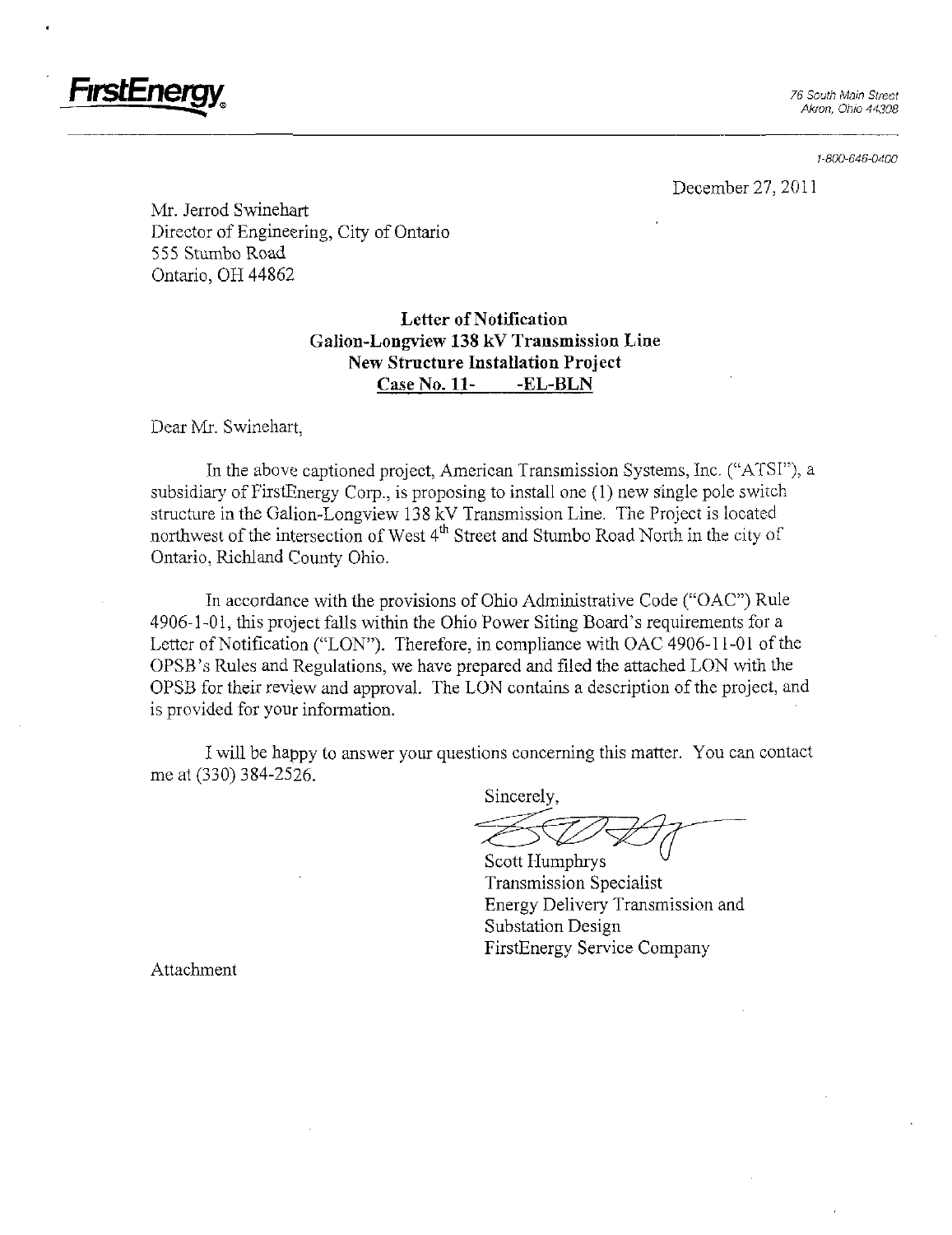**FirstEnergy**

76 South Main Street
Akron, Ohio 44308

1-800-646-0400

December 27, 2011

Mr. Jerrod Swinehart
Director of Engineering, City of Ontario
555 Stumbo Road
Ontario, OH 44862

**Letter of Notification**
**Galion-Longview 138 kV Transmission Line**
**New Structure Installation Project**
**Case No. 11- -EL-BLN**

Dear Mr. Swinehart,

In the above captioned project, American Transmission Systems, Inc. ("ATSI"), a subsidiary of FirstEnergy Corp., is proposing to install one (1) new single pole switch structure in the Galion-Longview 138 kV Transmission Line. The Project is located northwest of the intersection of West 4th Street and Stumbo Road North in the city of Ontario, Richland County Ohio.

In accordance with the provisions of Ohio Administrative Code ("OAC") Rule 4906-1-01, this project falls within the Ohio Power Siting Board's requirements for a Letter of Notification ("LON"). Therefore, in compliance with OAC 4906-11-01 of the OPSB's Rules and Regulations, we have prepared and filed the attached LON with the OPSB for their review and approval. The LON contains a description of the project, and is provided for your information.

I will be happy to answer your questions concerning this matter. You can contact me at (330) 384-2526.

Sincerely,

Scott Humphrys
Transmission Specialist
Energy Delivery Transmission and Substation Design
FirstEnergy Service Company

Attachment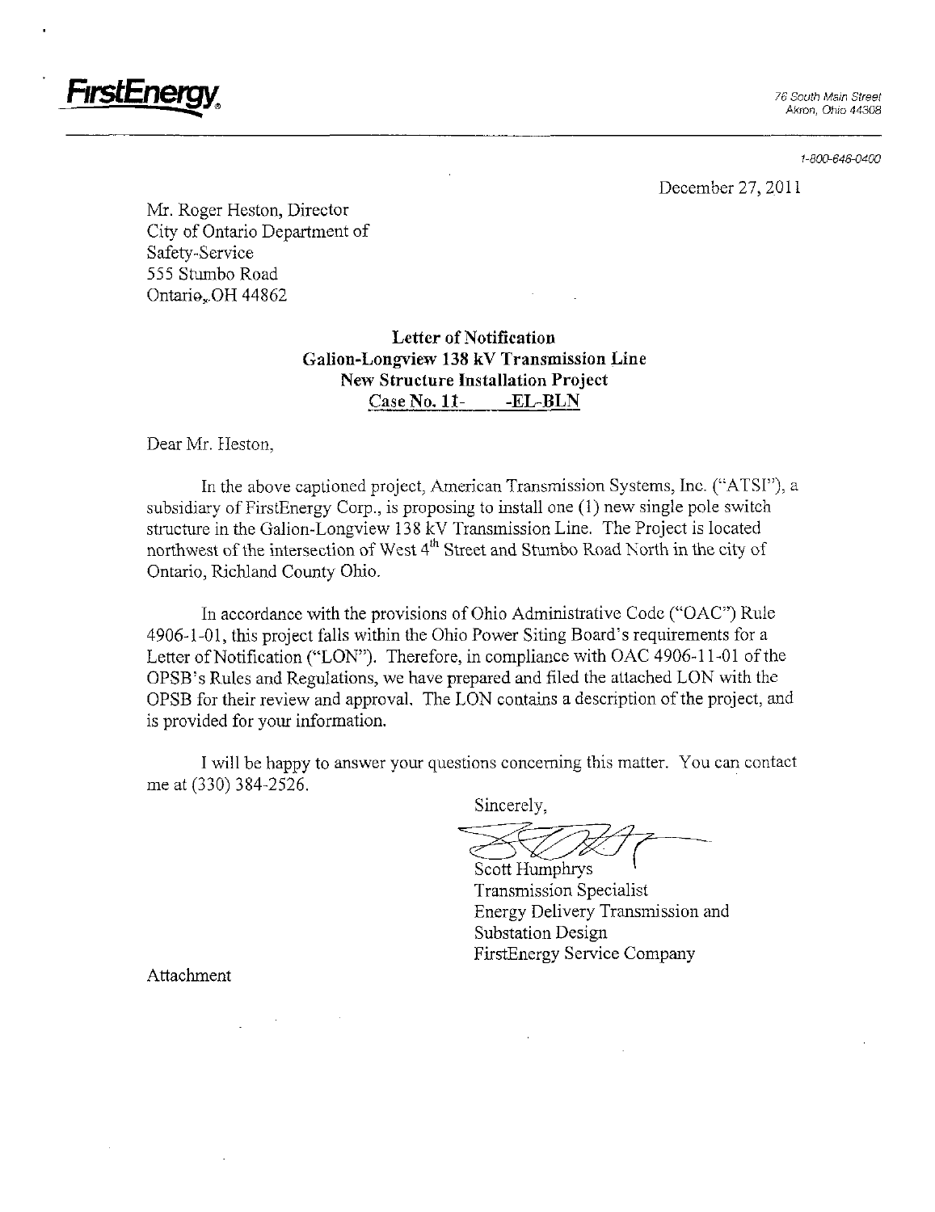**FirstEnergy**

76 South Main Street
Akron, Ohio 44308

1-800-646-0400

December 27, 2011

Mr. Roger Heston, Director
City of Ontario Department of
Safety-Service
555 Stumbo Road
Ontario, OH 44862

**Letter of Notification**
**Galion-Longview 138 kV Transmission Line**
**New Structure Installation Project**
**Case No. 11- -EL-BLN**

Dear Mr. Heston,

In the above captioned project, American Transmission Systems, Inc. ("ATSI"), a subsidiary of FirstEnergy Corp., is proposing to install one (1) new single pole switch structure in the Galion-Longview 138 kV Transmission Line. The Project is located northwest of the intersection of West 4th Street and Stumbo Road North in the city of Ontario, Richland County Ohio.

In accordance with the provisions of Ohio Administrative Code ("OAC") Rule 4906-1-01, this project falls within the Ohio Power Siting Board's requirements for a Letter of Notification ("LON"). Therefore, in compliance with OAC 4906-11-01 of the OPSB's Rules and Regulations, we have prepared and filed the attached LON with the OPSB for their review and approval. The LON contains a description of the project, and is provided for your information.

I will be happy to answer your questions concerning this matter. You can contact me at (330) 384-2526.

Sincerely,

Scott Humphrys
Transmission Specialist
Energy Delivery Transmission and
Substation Design
FirstEnergy Service Company

Attachment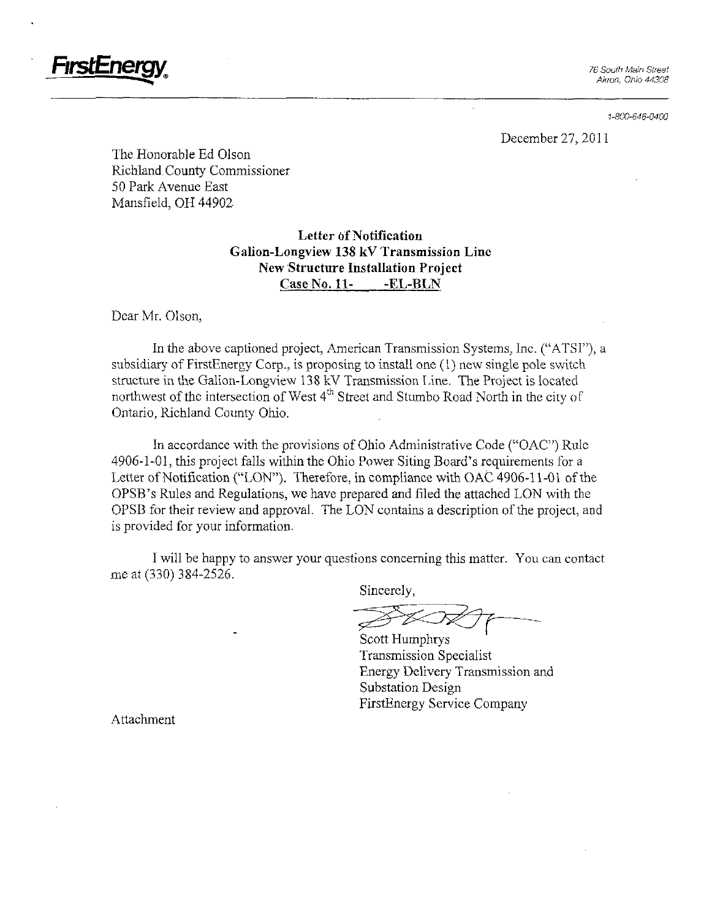**FirstEnergy**

76 South Main Street
Akron, Ohio 44308

1-800-646-0400

December 27, 2011

The Honorable Ed Olson
Richland County Commissioner
50 Park Avenue East
Mansfield, OH 44902

**Letter of Notification**
**Galion-Longview 138 kV Transmission Line**
**New Structure Installation Project**
**Case No. 11- -EL-BLN**

Dear Mr. Olson,

In the above captioned project, American Transmission Systems, Inc. ("ATSI"), a subsidiary of FirstEnergy Corp., is proposing to install one (1) new single pole switch structure in the Galion-Longview 138 kV Transmission Line. The Project is located northwest of the intersection of West 4th Street and Stumbo Road North in the city of Ontario, Richland County Ohio.

In accordance with the provisions of Ohio Administrative Code ("OAC") Rule 4906-1-01, this project falls within the Ohio Power Siting Board's requirements for a Letter of Notification ("LON"). Therefore, in compliance with OAC 4906-11-01 of the OPSB's Rules and Regulations, we have prepared and filed the attached LON with the OPSB for their review and approval. The LON contains a description of the project, and is provided for your information.

I will be happy to answer your questions concerning this matter. You can contact me at (330) 384-2526.

Sincerely,

Scott Humphrys
Transmission Specialist
Energy Delivery Transmission and Substation Design
FirstEnergy Service Company

Attachment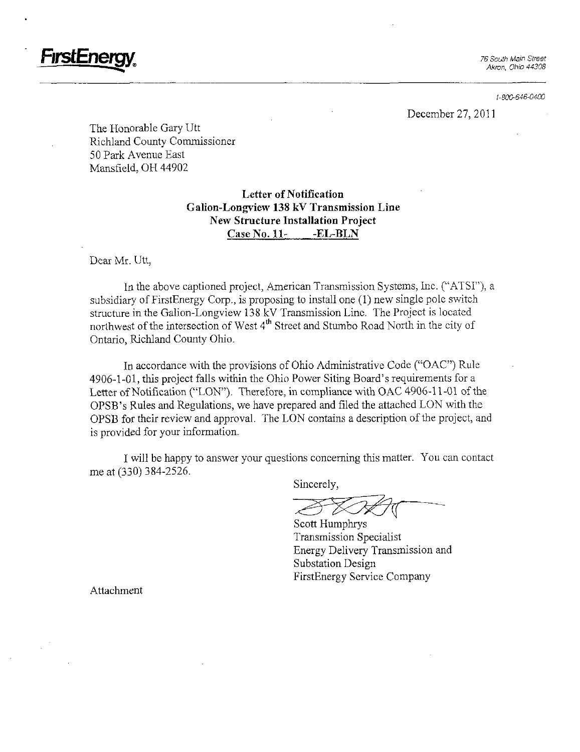**FirstEnergy**

76 South Main Street
Akron, Ohio 44308

1-800-646-0400

December 27, 2011

The Honorable Gary Utt
Richland County Commissioner
50 Park Avenue East
Mansfield, OH 44902

**Letter of Notification**
**Galion-Longview 138 kV Transmission Line**
**New Structure Installation Project**
**Case No. 11- -EL-BLN**

Dear Mr. Utt,

In the above captioned project, American Transmission Systems, Inc. ("ATSI"), a subsidiary of FirstEnergy Corp., is proposing to install one (1) new single pole switch structure in the Galion-Longview 138 kV Transmission Line. The Project is located northwest of the intersection of West 4th Street and Stumbo Road North in the city of Ontario, Richland County Ohio.

In accordance with the provisions of Ohio Administrative Code ("OAC") Rule 4906-1-01, this project falls within the Ohio Power Siting Board's requirements for a Letter of Notification ("LON"). Therefore, in compliance with OAC 4906-11-01 of the OPSB's Rules and Regulations, we have prepared and filed the attached LON with the OPSB for their review and approval. The LON contains a description of the project, and is provided for your information.

I will be happy to answer your questions concerning this matter. You can contact me at (330) 384-2526.

Sincerely,

Scott Humphrys
Transmission Specialist
Energy Delivery Transmission and Substation Design
FirstEnergy Service Company

Attachment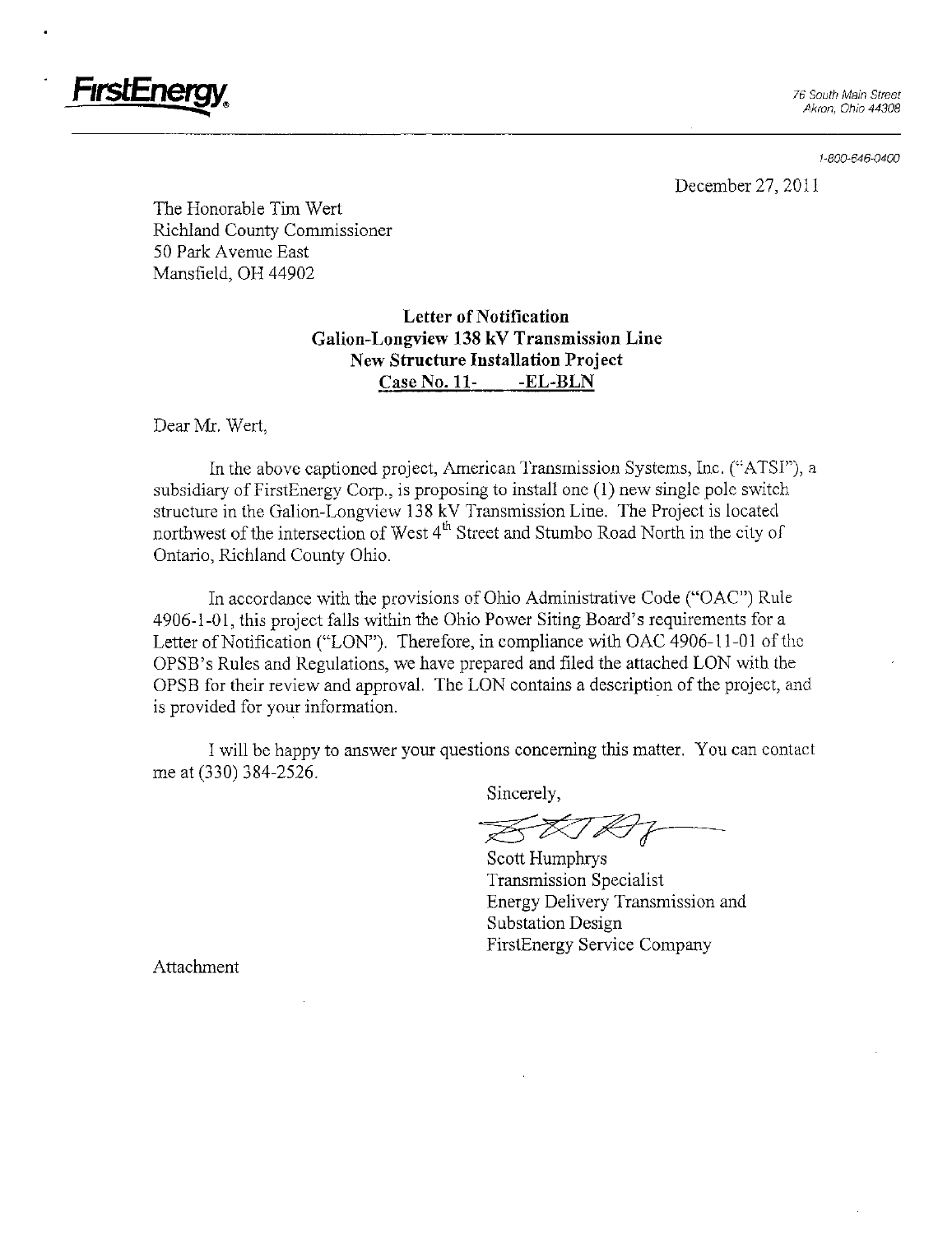**FirstEnergy**

76 South Main Street
Akron, Ohio 44308

1-800-646-0400

December 27, 2011

The Honorable Tim Wert
Richland County Commissioner
50 Park Avenue East
Mansfield, OH 44902

**Letter of Notification**
**Galion-Longview 138 kV Transmission Line**
**New Structure Installation Project**
**Case No. 11-      -EL-BLN**

Dear Mr. Wert,

In the above captioned project, American Transmission Systems, Inc. ("ATSI"), a subsidiary of FirstEnergy Corp., is proposing to install one (1) new single pole switch structure in the Galion-Longview 138 kV Transmission Line. The Project is located northwest of the intersection of West 4th Street and Stumbo Road North in the city of Ontario, Richland County Ohio.

In accordance with the provisions of Ohio Administrative Code ("OAC") Rule 4906-1-01, this project falls within the Ohio Power Siting Board's requirements for a Letter of Notification ("LON"). Therefore, in compliance with OAC 4906-11-01 of the OPSB's Rules and Regulations, we have prepared and filed the attached LON with the OPSB for their review and approval. The LON contains a description of the project, and is provided for your information.

I will be happy to answer your questions concerning this matter. You can contact me at (330) 384-2526.

Sincerely,

Scott Humphrys
Transmission Specialist
Energy Delivery Transmission and Substation Design
FirstEnergy Service Company

Attachment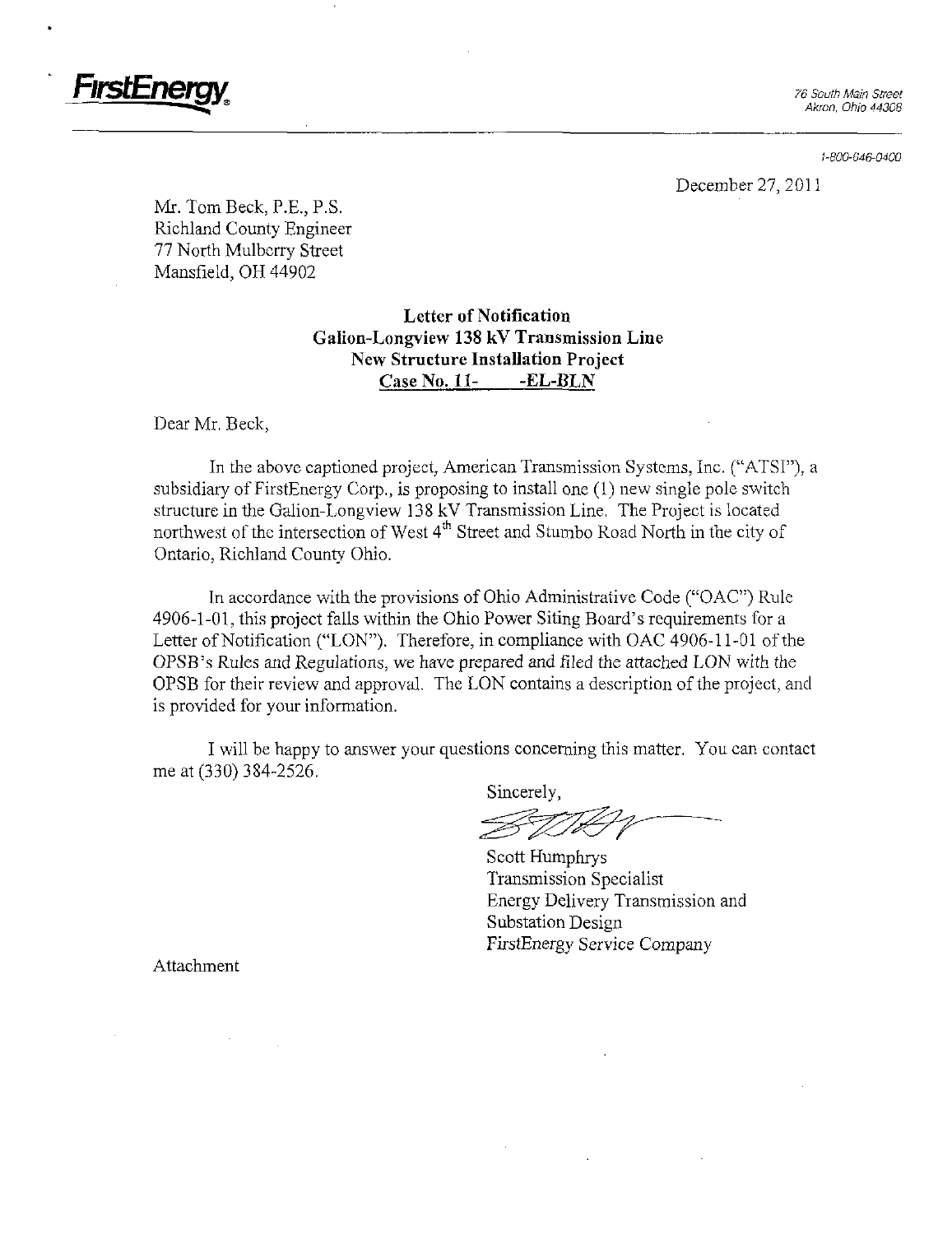FirstEnergy

76 South Main Street
Akron, Ohio 44308

1-800-646-0400

December 27, 2011

Mr. Tom Beck, P.E., P.S.
Richland County Engineer
77 North Mulberry Street
Mansfield, OH 44902

**Letter of Notification**
**Galion-Longview 138 kV Transmission Line**
**New Structure Installation Project**
**Case No. 11- -EL-BLN**

Dear Mr. Beck,

In the above captioned project, American Transmission Systems, Inc. ("ATSI"), a subsidiary of FirstEnergy Corp., is proposing to install one (1) new single pole switch structure in the Galion-Longview 138 kV Transmission Line. The Project is located northwest of the intersection of West 4th Street and Stumbo Road North in the city of Ontario, Richland County Ohio.

In accordance with the provisions of Ohio Administrative Code ("OAC") Rule 4906-1-01, this project falls within the Ohio Power Siting Board's requirements for a Letter of Notification ("LON"). Therefore, in compliance with OAC 4906-11-01 of the OPSB's Rules and Regulations, we have prepared and filed the attached LON with the OPSB for their review and approval. The LON contains a description of the project, and is provided for your information.

I will be happy to answer your questions concerning this matter. You can contact me at (330) 384-2526.

Sincerely,

Scott Humphrys
Transmission Specialist
Energy Delivery Transmission and Substation Design
FirstEnergy Service Company

Attachment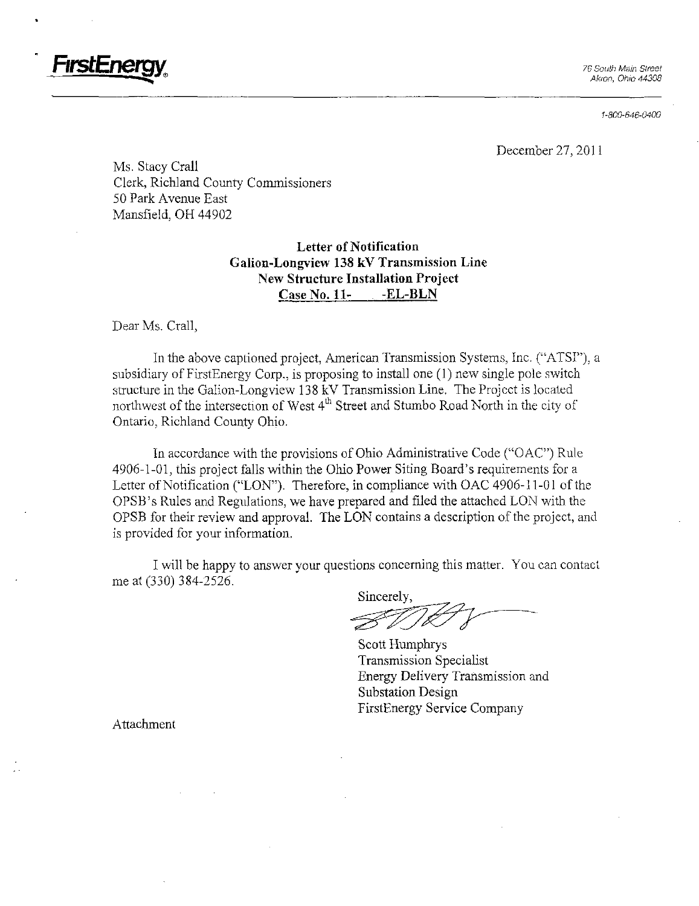**FirstEnergy**

76 South Main Street
Akron, Ohio 44308

1-800-646-0400

December 27, 2011

Ms. Stacy Crall
Clerk, Richland County Commissioners
50 Park Avenue East
Mansfield, OH 44902

**Letter of Notification**
**Galion-Longview 138 kV Transmission Line**
**New Structure Installation Project**
**Case No. 11- -EL-BLN**

Dear Ms. Crall,

In the above captioned project, American Transmission Systems, Inc. ("ATSI"), a subsidiary of FirstEnergy Corp., is proposing to install one (1) new single pole switch structure in the Galion-Longview 138 kV Transmission Line. The Project is located northwest of the intersection of West 4th Street and Stumbo Road North in the city of Ontario, Richland County Ohio.

In accordance with the provisions of Ohio Administrative Code ("OAC") Rule 4906-1-01, this project falls within the Ohio Power Siting Board's requirements for a Letter of Notification ("LON"). Therefore, in compliance with OAC 4906-11-01 of the OPSB's Rules and Regulations, we have prepared and filed the attached LON with the OPSB for their review and approval. The LON contains a description of the project, and is provided for your information.

I will be happy to answer your questions concerning this matter. You can contact me at (330) 384-2526.

Sincerely,

Scott Humphrys
Transmission Specialist
Energy Delivery Transmission and
Substation Design
FirstEnergy Service Company

Attachment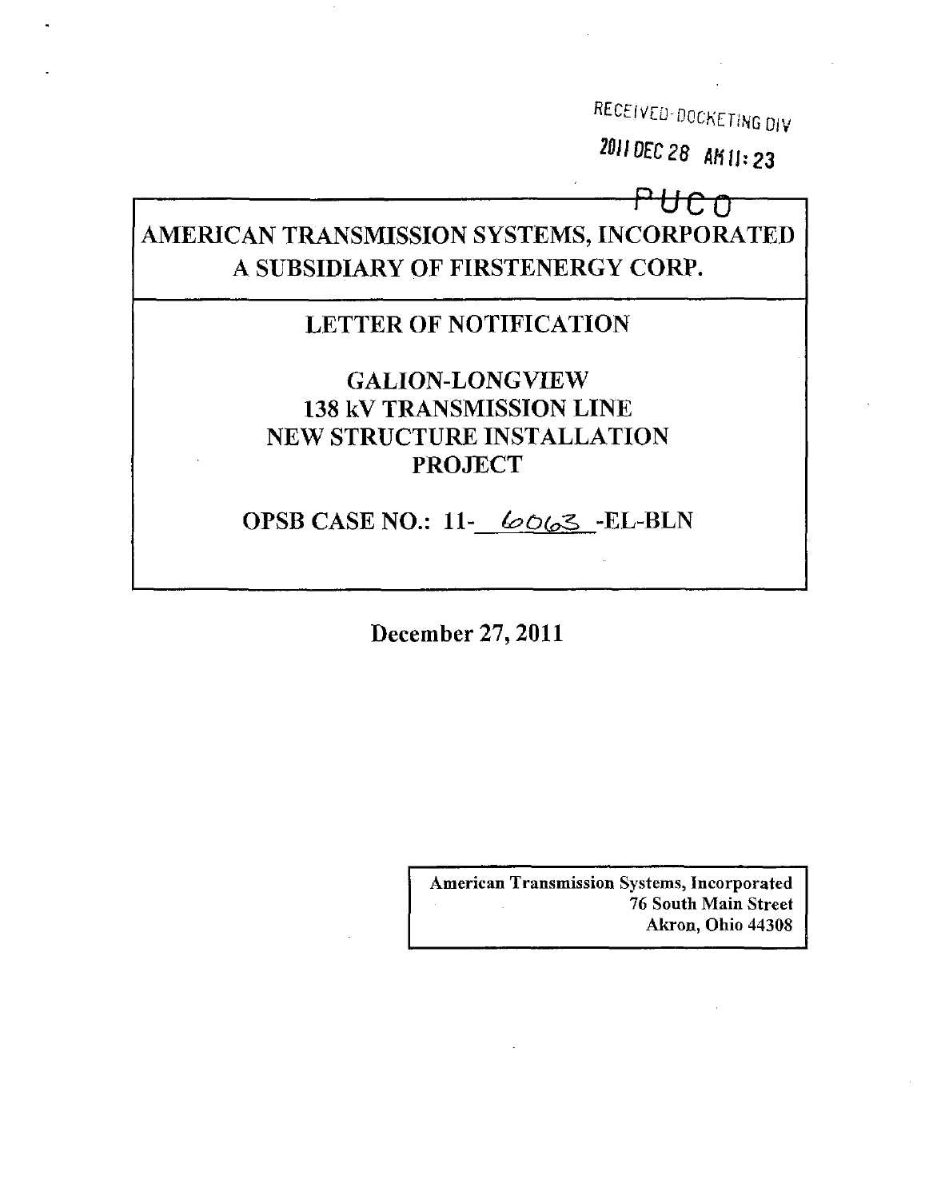RECEIVED-DOCKETING DIV

2011 DEC 28 AM 11:23

PUCO

# AMERICAN TRANSMISSION SYSTEMS, INCORPORATED A SUBSIDIARY OF FIRSTENERGY CORP.

## LETTER OF NOTIFICATION

## GALION-LONGVIEW 138 kV TRANSMISSION LINE NEW STRUCTURE INSTALLATION PROJECT

## OPSB CASE NO.: 11-6063-EL-BLN

**December 27, 2011**

**American Transmission Systems, Incorporated**
**76 South Main Street**
**Akron, Ohio 44308**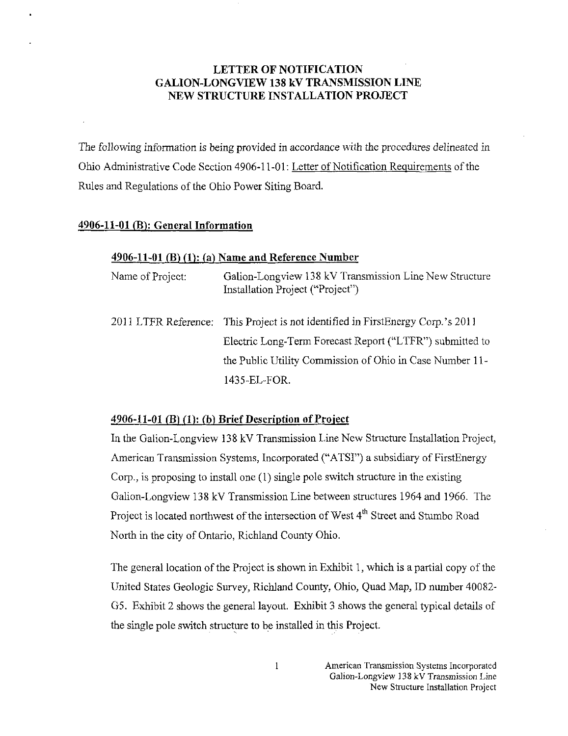# LETTER OF NOTIFICATION
# GALION-LONGVIEW 138 kV TRANSMISSION LINE
# NEW STRUCTURE INSTALLATION PROJECT

The following information is being provided in accordance with the procedures delineated in Ohio Administrative Code Section 4906-11-01: Letter of Notification Requirements of the Rules and Regulations of the Ohio Power Siting Board.

## 4906-11-01 (B): General Information

### 4906-11-01 (B) (1): (a) Name and Reference Number

Name of Project: Galion-Longview 138 kV Transmission Line New Structure Installation Project ("Project")

2011 LTFR Reference: This Project is not identified in FirstEnergy Corp.'s 2011 Electric Long-Term Forecast Report ("LTFR") submitted to the Public Utility Commission of Ohio in Case Number 11-1435-EL-FOR.

### 4906-11-01 (B) (1): (b) Brief Description of Project

In the Galion-Longview 138 kV Transmission Line New Structure Installation Project, American Transmission Systems, Incorporated ("ATSI") a subsidiary of FirstEnergy Corp., is proposing to install one (1) single pole switch structure in the existing Galion-Longview 138 kV Transmission Line between structures 1964 and 1966. The Project is located northwest of the intersection of West 4th Street and Stumbo Road North in the city of Ontario, Richland County Ohio.

The general location of the Project is shown in Exhibit 1, which is a partial copy of the United States Geologic Survey, Richland County, Ohio, Quad Map, ID number 40082-G5. Exhibit 2 shows the general layout. Exhibit 3 shows the general typical details of the single pole switch structure to be installed in this Project.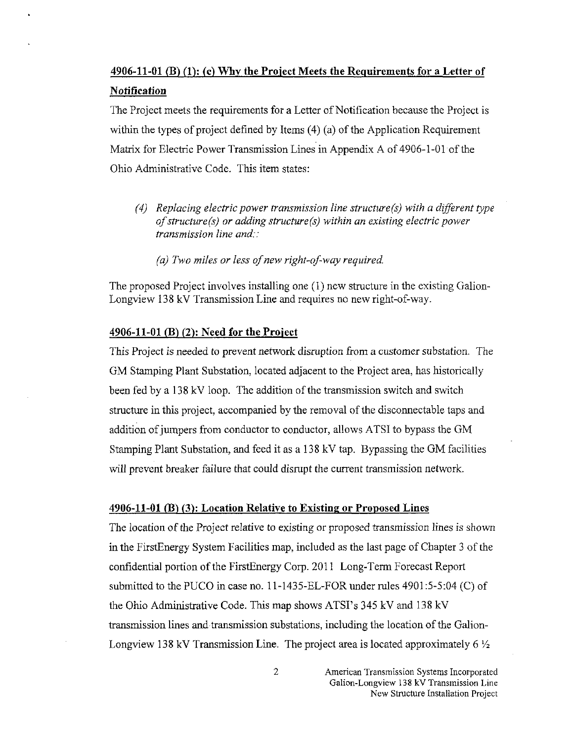## 4906-11-01 (B) (1): (c) Why the Project Meets the Requirements for a Letter of Notification

The Project meets the requirements for a Letter of Notification because the Project is within the types of project defined by Items (4) (a) of the Application Requirement Matrix for Electric Power Transmission Lines in Appendix A of 4906-1-01 of the Ohio Administrative Code. This item states:

> *(4) Replacing electric power transmission line structure(s) with a different type of structure(s) or adding structure(s) within an existing electric power transmission line and::*
>
> *(a) Two miles or less of new right-of-way required.*

The proposed Project involves installing one (1) new structure in the existing Galion-Longview 138 kV Transmission Line and requires no new right-of-way.

## 4906-11-01 (B) (2): Need for the Project

This Project is needed to prevent network disruption from a customer substation. The GM Stamping Plant Substation, located adjacent to the Project area, has historically been fed by a 138 kV loop. The addition of the transmission switch and switch structure in this project, accompanied by the removal of the disconnectable taps and addition of jumpers from conductor to conductor, allows ATSI to bypass the GM Stamping Plant Substation, and feed it as a 138 kV tap. Bypassing the GM facilities will prevent breaker failure that could disrupt the current transmission network.

## 4906-11-01 (B) (3): Location Relative to Existing or Proposed Lines

The location of the Project relative to existing or proposed transmission lines is shown in the FirstEnergy System Facilities map, included as the last page of Chapter 3 of the confidential portion of the FirstEnergy Corp. 2011 Long-Term Forecast Report submitted to the PUCO in case no. 11-1435-EL-FOR under rules 4901:5-5:04 (C) of the Ohio Administrative Code. This map shows ATSI's 345 kV and 138 kV transmission lines and transmission substations, including the location of the Galion-Longview 138 kV Transmission Line. The project area is located approximately 6 ½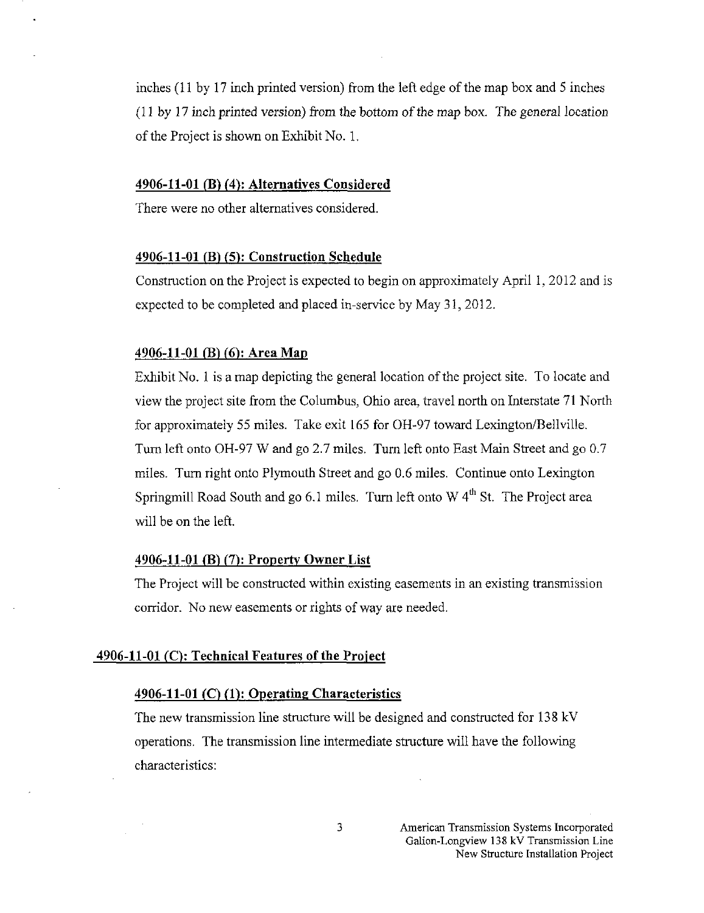inches (11 by 17 inch printed version) from the left edge of the map box and 5 inches (11 by 17 inch printed version) from the bottom of the map box. The general location of the Project is shown on Exhibit No. 1.

### 4906-11-01 (B) (4): Alternatives Considered

There were no other alternatives considered.

### 4906-11-01 (B) (5): Construction Schedule

Construction on the Project is expected to begin on approximately April 1, 2012 and is expected to be completed and placed in-service by May 31, 2012.

### 4906-11-01 (B) (6): Area Map

Exhibit No. 1 is a map depicting the general location of the project site. To locate and view the project site from the Columbus, Ohio area, travel north on Interstate 71 North for approximately 55 miles. Take exit 165 for OH-97 toward Lexington/Bellville. Turn left onto OH-97 W and go 2.7 miles. Turn left onto East Main Street and go 0.7 miles. Turn right onto Plymouth Street and go 0.6 miles. Continue onto Lexington Springmill Road South and go 6.1 miles. Turn left onto W 4th St. The Project area will be on the left.

### 4906-11-01 (B) (7): Property Owner List

The Project will be constructed within existing easements in an existing transmission corridor. No new easements or rights of way are needed.

## 4906-11-01 (C): Technical Features of the Project

### 4906-11-01 (C) (1): Operating Characteristics

The new transmission line structure will be designed and constructed for 138 kV operations. The transmission line intermediate structure will have the following characteristics: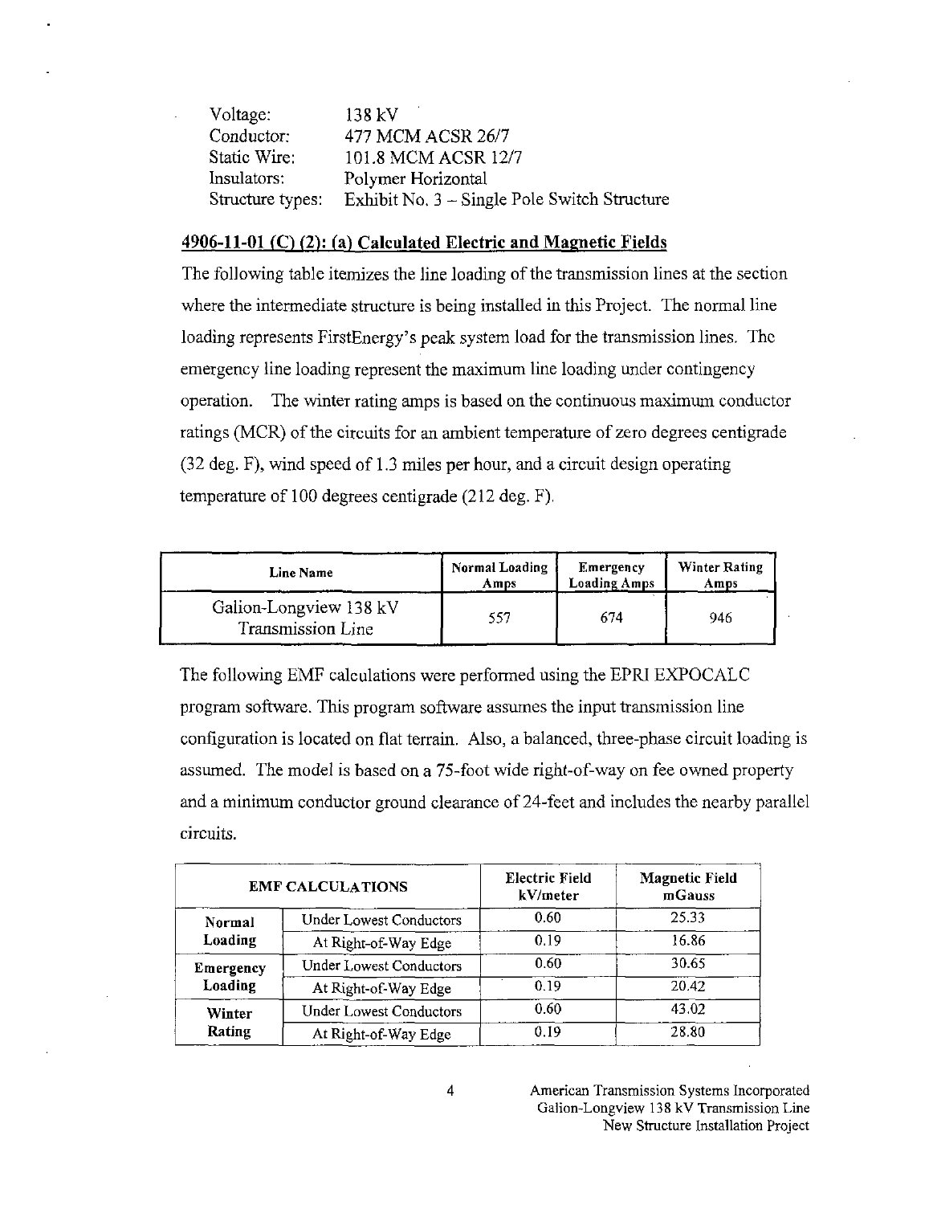| | |
|---|---|
| Voltage: | 138 kV |
| Conductor: | 477 MCM ACSR 26/7 |
| Static Wire: | 101.8 MCM ACSR 12/7 |
| Insulators: | Polymer Horizontal |
| Structure types: | Exhibit No. 3 – Single Pole Switch Structure |

## 4906-11-01 (C) (2): (a) Calculated Electric and Magnetic Fields

The following table itemizes the line loading of the transmission lines at the section where the intermediate structure is being installed in this Project. The normal line loading represents FirstEnergy's peak system load for the transmission lines. The emergency line loading represent the maximum line loading under contingency operation. The winter rating amps is based on the continuous maximum conductor ratings (MCR) of the circuits for an ambient temperature of zero degrees centigrade (32 deg. F), wind speed of 1.3 miles per hour, and a circuit design operating temperature of 100 degrees centigrade (212 deg. F).

| Line Name | Normal Loading Amps | Emergency Loading Amps | Winter Rating Amps |
|---|---|---|---|
| Galion-Longview 138 kV Transmission Line | 557 | 674 | 946 |

The following EMF calculations were performed using the EPRI EXPOCALC program software. This program software assumes the input transmission line configuration is located on flat terrain. Also, a balanced, three-phase circuit loading is assumed. The model is based on a 75-foot wide right-of-way on fee owned property and a minimum conductor ground clearance of 24-feet and includes the nearby parallel circuits.

| EMF CALCULATIONS | | Electric Field kV/meter | Magnetic Field mGauss |
|---|---|---|---|
| Normal Loading | Under Lowest Conductors | 0.60 | 25.33 |
| | At Right-of-Way Edge | 0.19 | 16.86 |
| Emergency Loading | Under Lowest Conductors | 0.60 | 30.65 |
| | At Right-of-Way Edge | 0.19 | 20.42 |
| Winter Rating | Under Lowest Conductors | 0.60 | 43.02 |
| | At Right-of-Way Edge | 0.19 | 28.80 |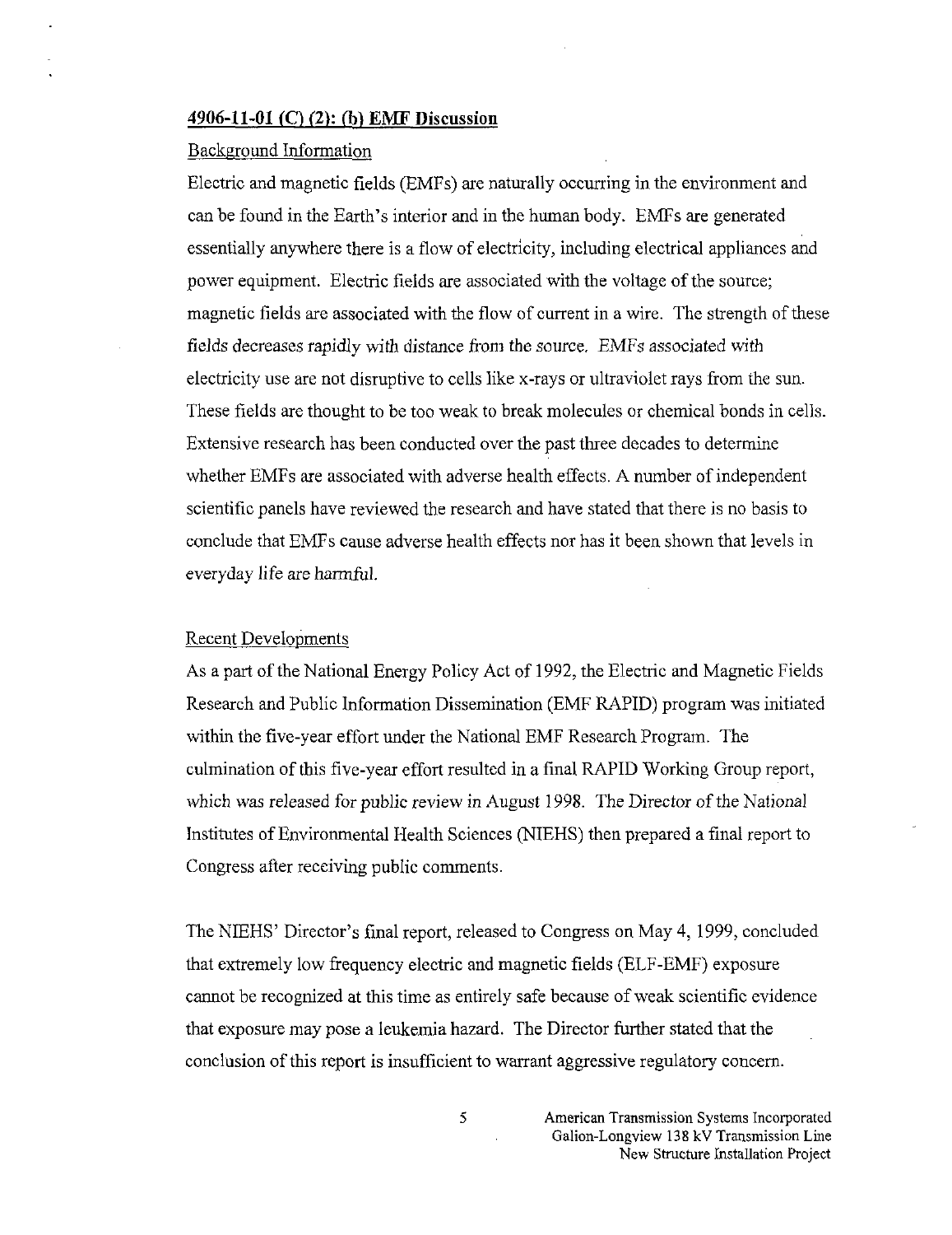**4906-11-01 (C) (2): (b) EMF Discussion**

Background Information

Electric and magnetic fields (EMFs) are naturally occurring in the environment and can be found in the Earth's interior and in the human body. EMFs are generated essentially anywhere there is a flow of electricity, including electrical appliances and power equipment. Electric fields are associated with the voltage of the source; magnetic fields are associated with the flow of current in a wire. The strength of these fields decreases rapidly with distance from the source. EMFs associated with electricity use are not disruptive to cells like x-rays or ultraviolet rays from the sun. These fields are thought to be too weak to break molecules or chemical bonds in cells. Extensive research has been conducted over the past three decades to determine whether EMFs are associated with adverse health effects. A number of independent scientific panels have reviewed the research and have stated that there is no basis to conclude that EMFs cause adverse health effects nor has it been shown that levels in everyday life are harmful.

Recent Developments

As a part of the National Energy Policy Act of 1992, the Electric and Magnetic Fields Research and Public Information Dissemination (EMF RAPID) program was initiated within the five-year effort under the National EMF Research Program. The culmination of this five-year effort resulted in a final RAPID Working Group report, which was released for public review in August 1998. The Director of the National Institutes of Environmental Health Sciences (NIEHS) then prepared a final report to Congress after receiving public comments.

The NIEHS' Director's final report, released to Congress on May 4, 1999, concluded that extremely low frequency electric and magnetic fields (ELF-EMF) exposure cannot be recognized at this time as entirely safe because of weak scientific evidence that exposure may pose a leukemia hazard. The Director further stated that the conclusion of this report is insufficient to warrant aggressive regulatory concern.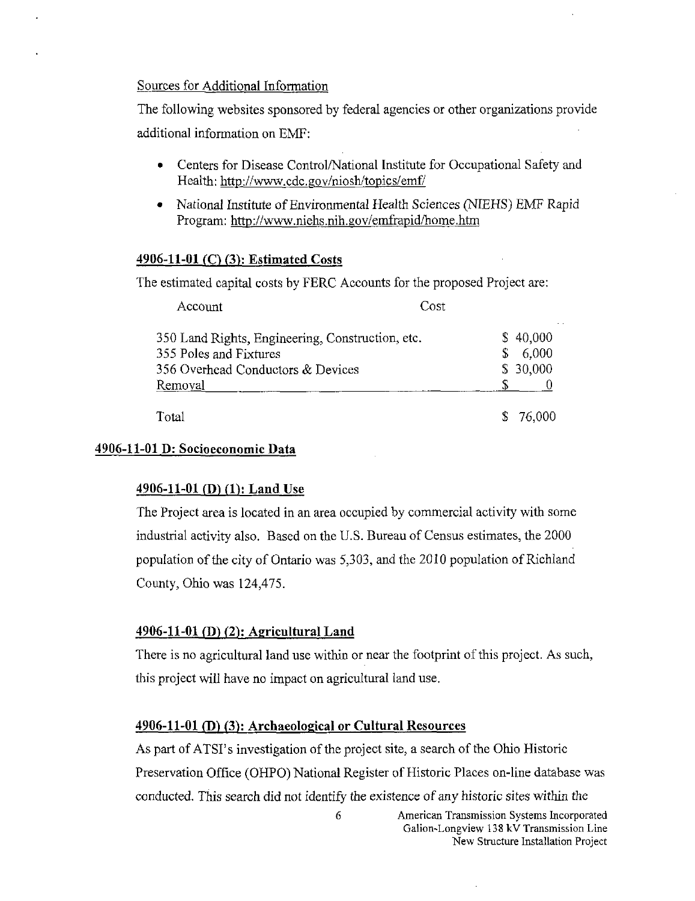Sources for Additional Information

The following websites sponsored by federal agencies or other organizations provide additional information on EMF:

- Centers for Disease Control/National Institute for Occupational Safety and Health: http://www.cdc.gov/niosh/topics/emf/
- National Institute of Environmental Health Sciences (NIEHS) EMF Rapid Program: http://www.niehs.nih.gov/emfrapid/home.htm

## 4906-11-01 (C) (3): Estimated Costs

The estimated capital costs by FERC Accounts for the proposed Project are:

| Account | Cost |
|---|---|
| 350 Land Rights, Engineering, Construction, etc. | $ 40,000 |
| 355 Poles and Fixtures | $ 6,000 |
| 356 Overhead Conductors & Devices | $ 30,000 |
| Removal | $ 0 |
| Total | $ 76,000 |

## 4906-11-01 D: Socioeconomic Data

### 4906-11-01 (D) (1): Land Use

The Project area is located in an area occupied by commercial activity with some industrial activity also. Based on the U.S. Bureau of Census estimates, the 2000 population of the city of Ontario was 5,303, and the 2010 population of Richland County, Ohio was 124,475.

### 4906-11-01 (D) (2): Agricultural Land

There is no agricultural land use within or near the footprint of this project. As such, this project will have no impact on agricultural land use.

### 4906-11-01 (D) (3): Archaeological or Cultural Resources

As part of ATSI's investigation of the project site, a search of the Ohio Historic Preservation Office (OHPO) National Register of Historic Places on-line database was conducted. This search did not identify the existence of any historic sites within the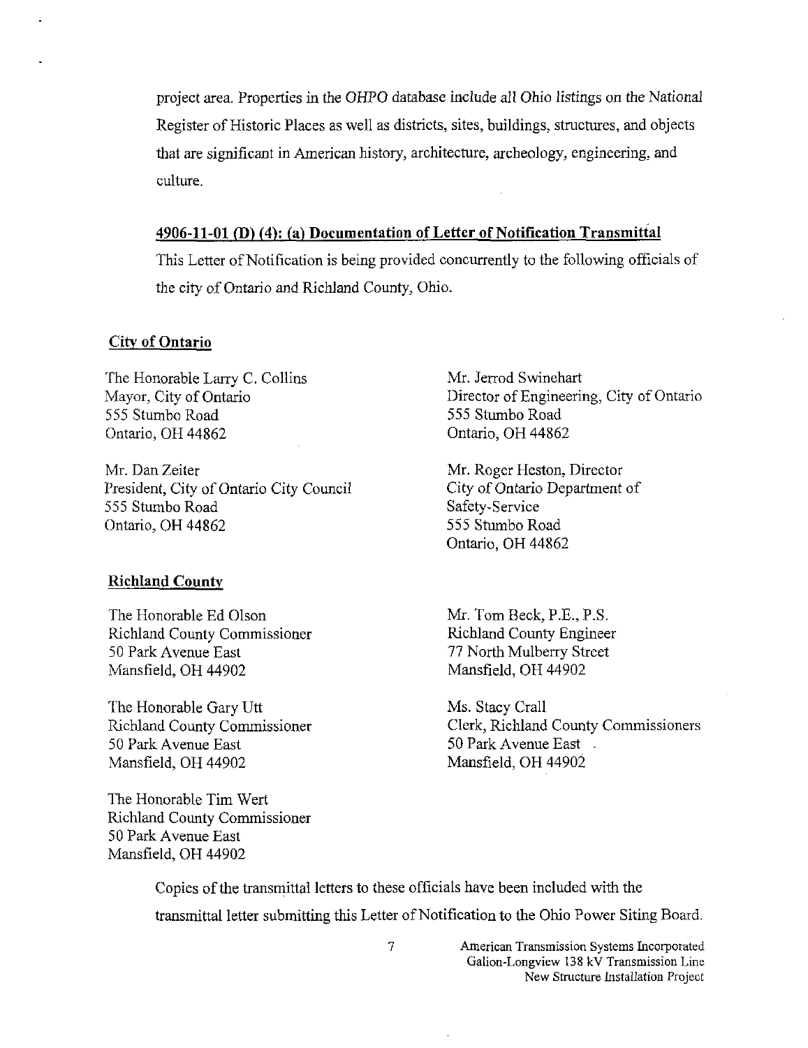project area. Properties in the OHPO database include all Ohio listings on the National Register of Historic Places as well as districts, sites, buildings, structures, and objects that are significant in American history, architecture, archeology, engineering, and culture.

## 4906-11-01 (D) (4): (a) Documentation of Letter of Notification Transmittal

This Letter of Notification is being provided concurrently to the following officials of the city of Ontario and Richland County, Ohio.

### City of Ontario

The Honorable Larry C. Collins
Mayor, City of Ontario
555 Stumbo Road
Ontario, OH 44862

Mr. Dan Zeiter
President, City of Ontario City Council
555 Stumbo Road
Ontario, OH 44862

Mr. Jerrod Swinehart
Director of Engineering, City of Ontario
555 Stumbo Road
Ontario, OH 44862

Mr. Roger Heston, Director
City of Ontario Department of Safety-Service
555 Stumbo Road
Ontario, OH 44862

### Richland County

The Honorable Ed Olson
Richland County Commissioner
50 Park Avenue East
Mansfield, OH 44902

The Honorable Gary Utt
Richland County Commissioner
50 Park Avenue East
Mansfield, OH 44902

The Honorable Tim Wert
Richland County Commissioner
50 Park Avenue East
Mansfield, OH 44902

Mr. Tom Beck, P.E., P.S.
Richland County Engineer
77 North Mulberry Street
Mansfield, OH 44902

Ms. Stacy Crall
Clerk, Richland County Commissioners
50 Park Avenue East
Mansfield, OH 44902

Copies of the transmittal letters to these officials have been included with the transmittal letter submitting this Letter of Notification to the Ohio Power Siting Board.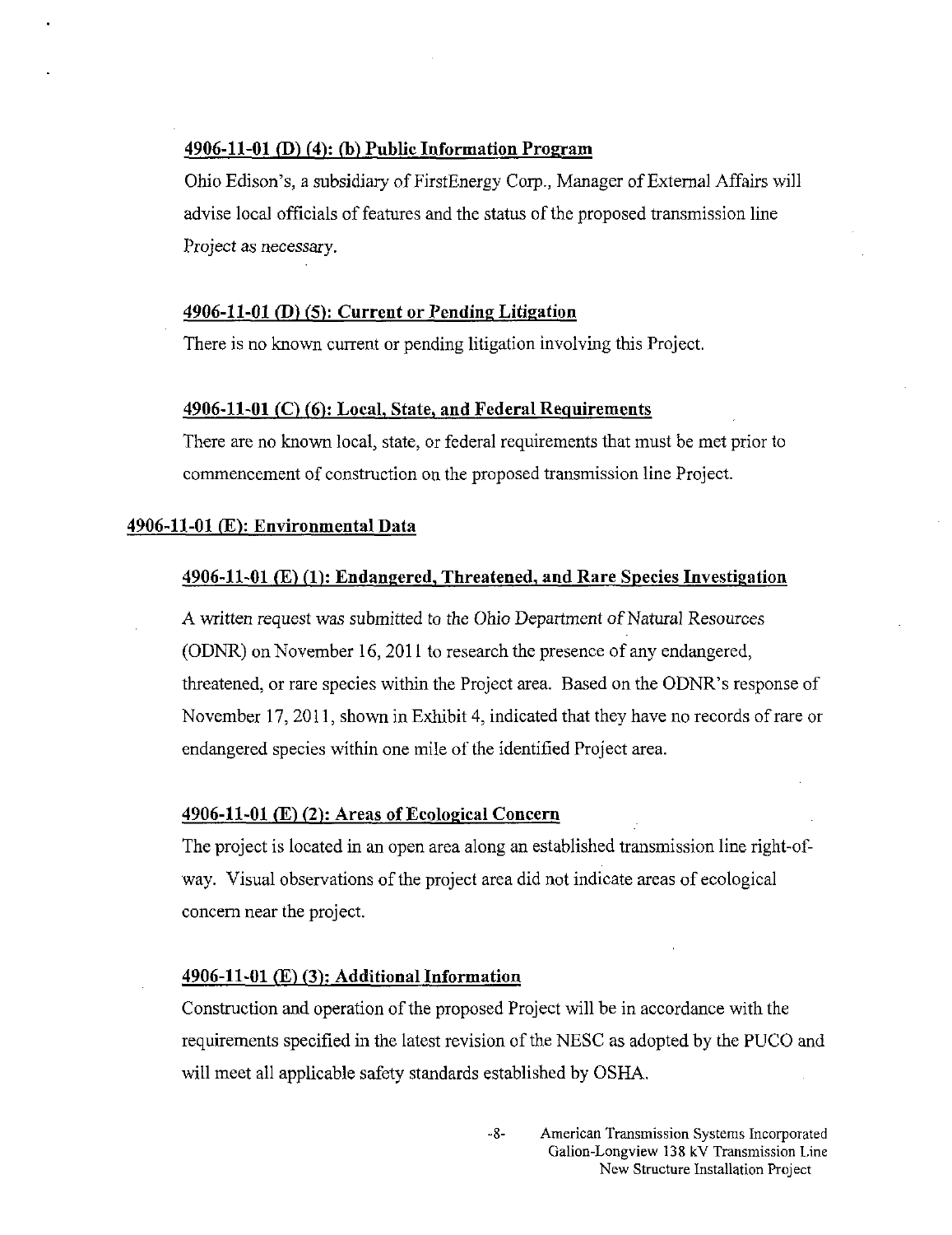### 4906-11-01 (D) (4): (b) Public Information Program

Ohio Edison's, a subsidiary of FirstEnergy Corp., Manager of External Affairs will advise local officials of features and the status of the proposed transmission line Project as necessary.

### 4906-11-01 (D) (5): Current or Pending Litigation

There is no known current or pending litigation involving this Project.

### 4906-11-01 (C) (6): Local, State, and Federal Requirements

There are no known local, state, or federal requirements that must be met prior to commencement of construction on the proposed transmission line Project.

## 4906-11-01 (E): Environmental Data

### 4906-11-01 (E) (1): Endangered, Threatened, and Rare Species Investigation

A written request was submitted to the Ohio Department of Natural Resources (ODNR) on November 16, 2011 to research the presence of any endangered, threatened, or rare species within the Project area. Based on the ODNR's response of November 17, 2011, shown in Exhibit 4, indicated that they have no records of rare or endangered species within one mile of the identified Project area.

### 4906-11-01 (E) (2): Areas of Ecological Concern

The project is located in an open area along an established transmission line right-of-way. Visual observations of the project area did not indicate areas of ecological concern near the project.

### 4906-11-01 (E) (3): Additional Information

Construction and operation of the proposed Project will be in accordance with the requirements specified in the latest revision of the NESC as adopted by the PUCO and will meet all applicable safety standards established by OSHA.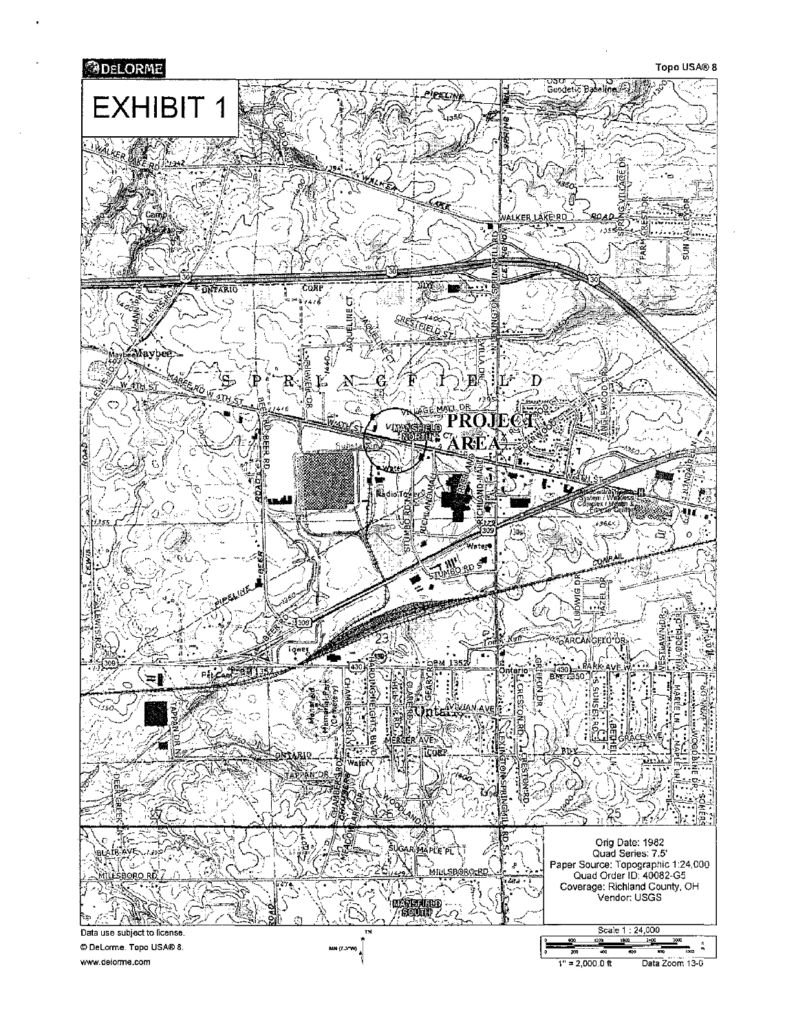DELORME

Topo USA® 8

# EXHIBIT 1

PROJECT AREA

Orig Date: 1982
Quad Series: 7.5'
Paper Source: Topographic 1:24,000
Quad Order ID: 40082-G5
Coverage: Richland County, OH
Vendor: USGS

Scale 1 : 24,000

1" = 2,000.0 ft

Data Zoom 13-0

Data use subject to license.

© DeLorme. Topo USA® 8.

www.delorme.com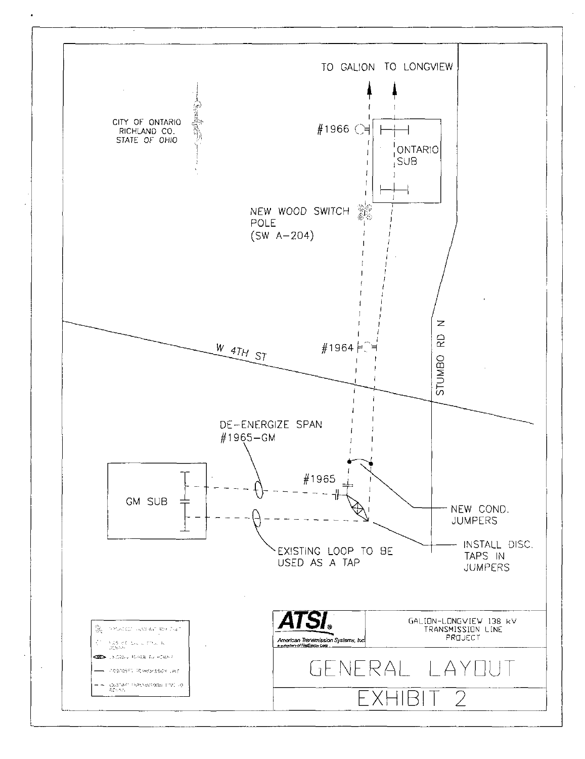TO GALION TO LONGVIEW

CITY OF ONTARIO
RICHLAND CO.
STATE OF OHIO

#1966

ONTARIO SUB

NEW WOOD SWITCH POLE (SW A-204)

W 4TH ST

#1964

STUMBO RD N

DE-ENERGIZE SPAN #1965-GM

#1965

GM SUB

NEW COND. JUMPERS

EXISTING LOOP TO BE USED AS A TAP

INSTALL DISC. TAPS IN JUMPERS

ATSI
American Transmission Systems, Inc.
a subsidiary of FirstEnergy Corp.

GALION-LONGVIEW 138 kV TRANSMISSION LINE PROJECT

# GENERAL LAYOUT

# EXHIBIT 2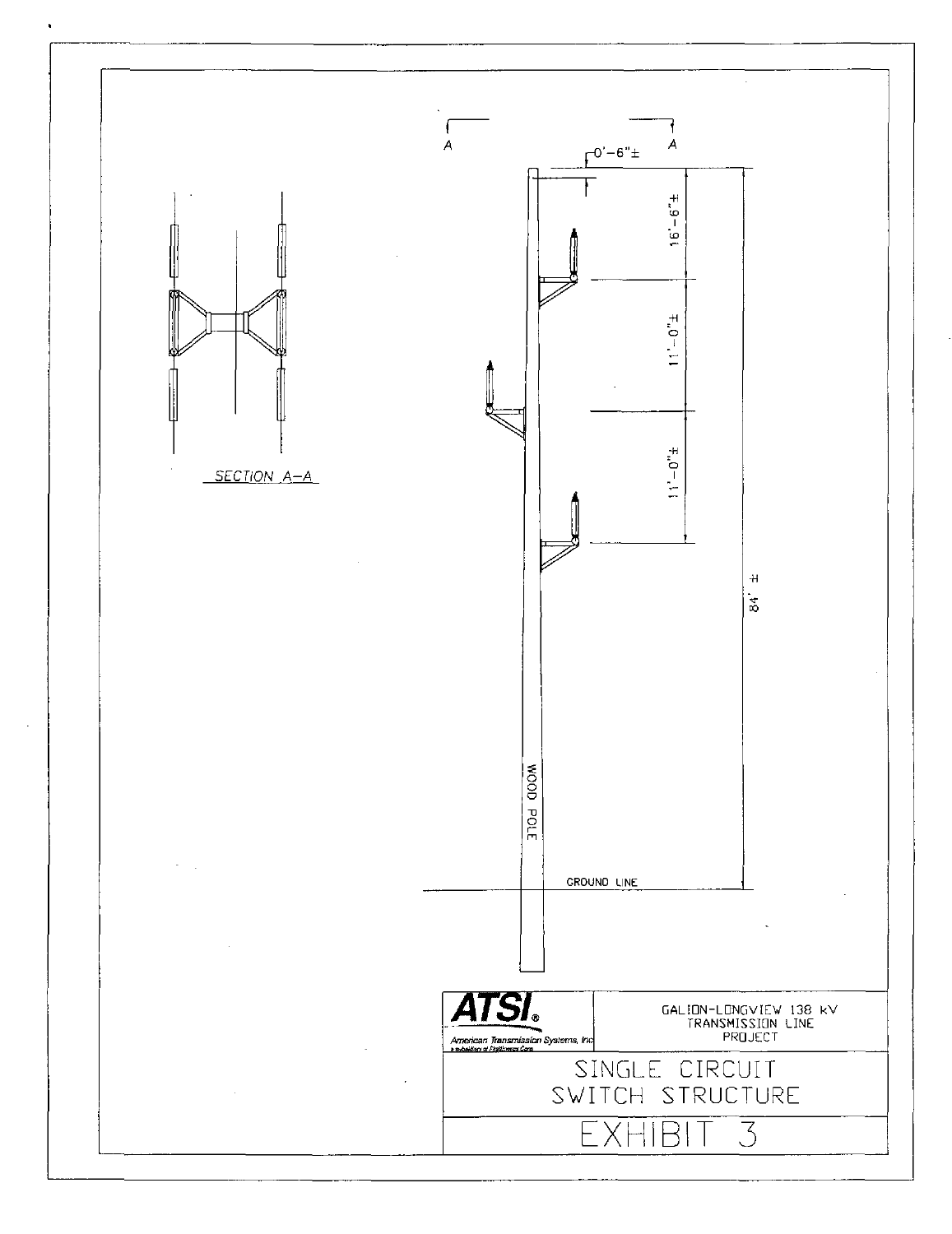SECTION A–A

0'-6"±

16'-6"±

11'-0"±

11'-0"±

84' ±

WOOD POLE

GROUND LINE

**ATSI**®
American Transmission Systems, Inc.

GALION-LONGVIEW 138 kV TRANSMISSION LINE PROJECT

SINGLE CIRCUIT SWITCH STRUCTURE

EXHIBIT 3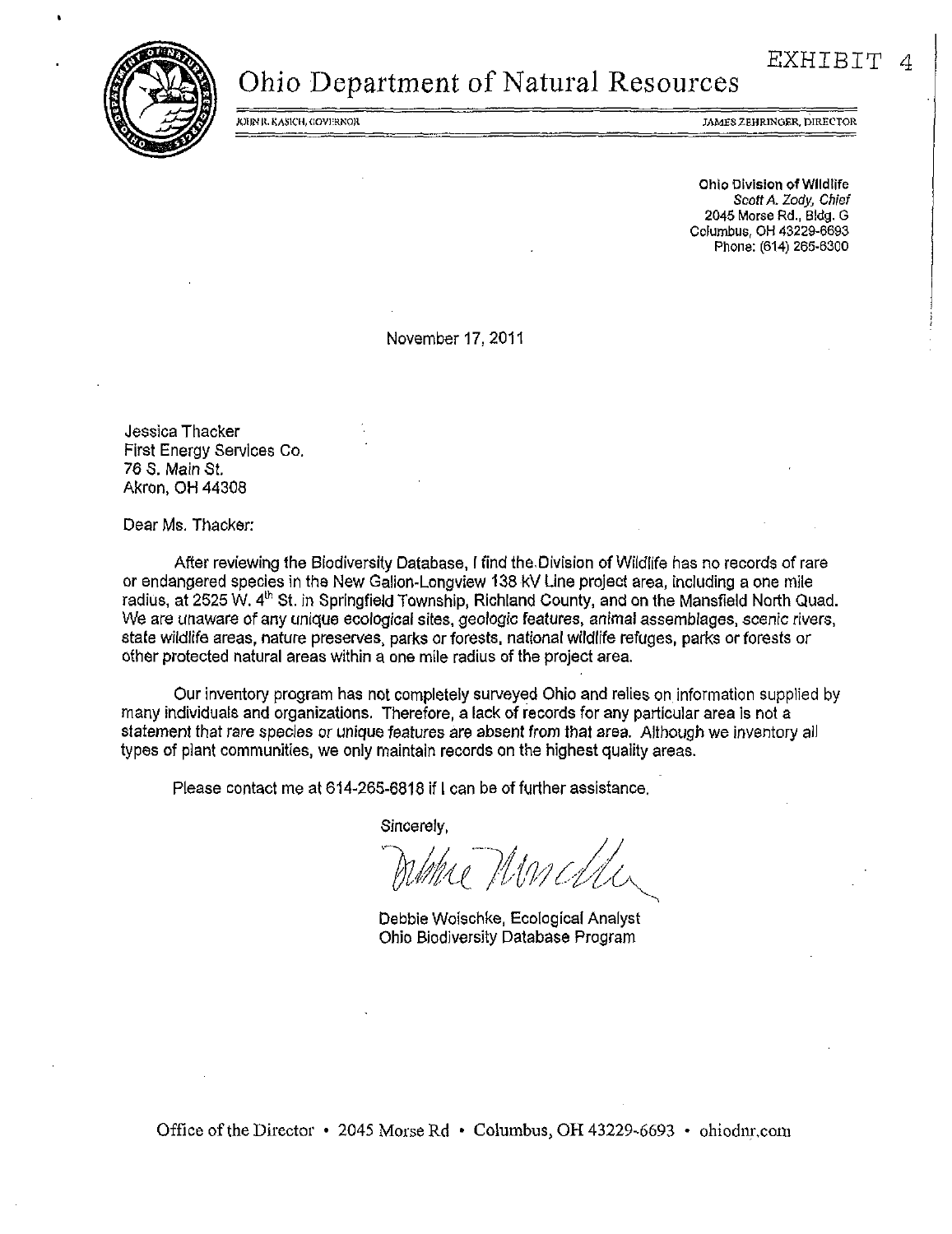EXHIBIT 4

# Ohio Department of Natural Resources

JOHN R. KASICH, GOVERNOR

JAMES ZEHRINGER, DIRECTOR

**Ohio Division of Wildlife**
*Scott A. Zody, Chief*
2045 Morse Rd., Bldg. G
Columbus, OH 43229-6693
Phone: (614) 265-6300

November 17, 2011

Jessica Thacker
First Energy Services Co.
76 S. Main St.
Akron, OH 44308

Dear Ms. Thacker:

After reviewing the Biodiversity Database, I find the Division of Wildlife has no records of rare or endangered species in the New Galion-Longview 138 kV Line project area, including a one mile radius, at 2525 W. 4th St. in Springfield Township, Richland County, and on the Mansfield North Quad. We are unaware of any unique ecological sites, geologic features, animal assemblages, scenic rivers, state wildlife areas, nature preserves, parks or forests, national wildlife refuges, parks or forests or other protected natural areas within a one mile radius of the project area.

Our inventory program has not completely surveyed Ohio and relies on information supplied by many individuals and organizations. Therefore, a lack of records for any particular area is not a statement that rare species or unique features are absent from that area. Although we inventory all types of plant communities, we only maintain records on the highest quality areas.

Please contact me at 614-265-6818 if I can be of further assistance.

Sincerely,

Debbie Woischke, Ecological Analyst
Ohio Biodiversity Database Program

Office of the Director • 2045 Morse Rd • Columbus, OH 43229-6693 • ohiodnr.com